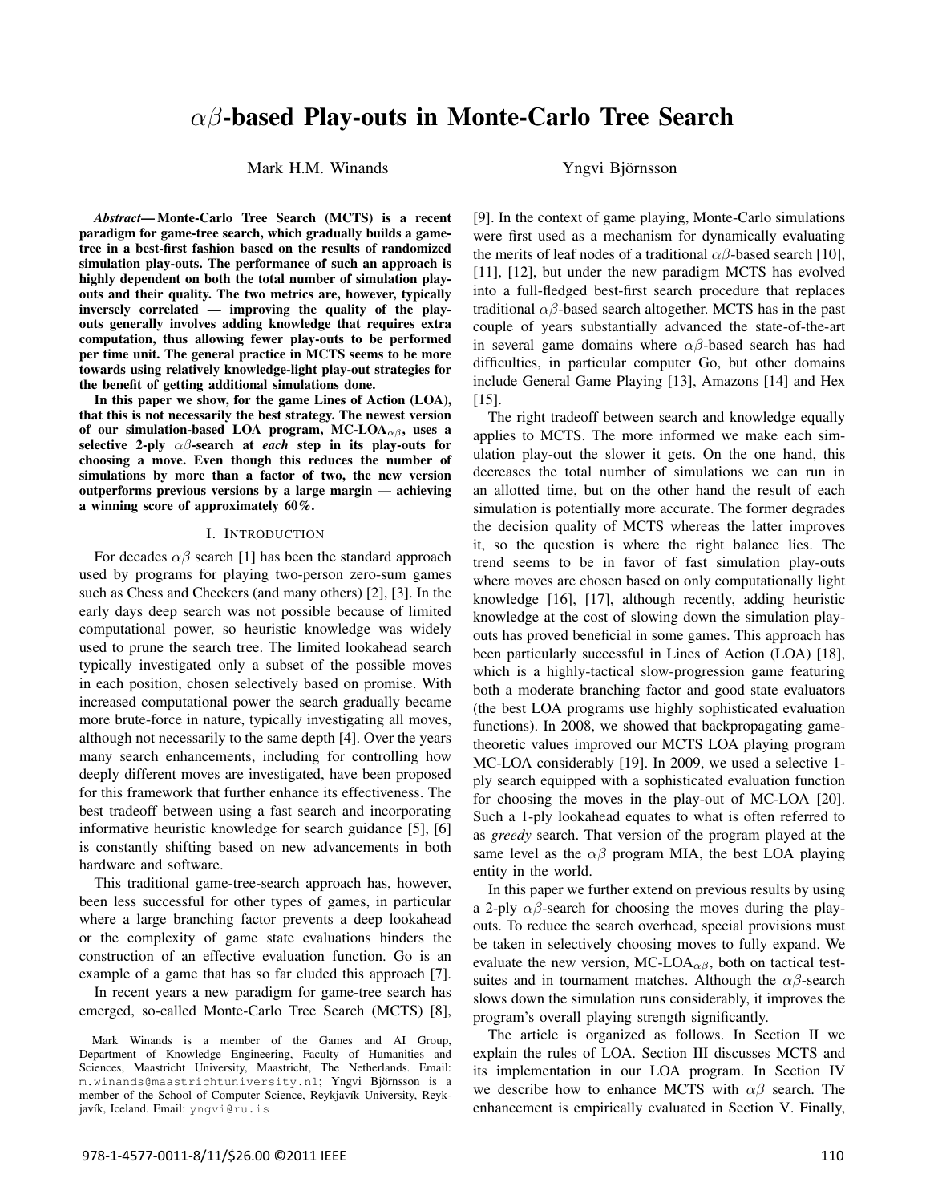# $\alpha\beta$-based Play-outs in Monte-Carlo Tree Search

Mark H.M. Winands    Yngvi Björnsson

***Abstract*— Monte-Carlo Tree Search (MCTS) is a recent paradigm for game-tree search, which gradually builds a game-tree in a best-first fashion based on the results of randomized simulation play-outs. The performance of such an approach is highly dependent on both the total number of simulation play-outs and their quality. The two metrics are, however, typically inversely correlated — improving the quality of the play-outs generally involves adding knowledge that requires extra computation, thus allowing fewer play-outs to be performed per time unit. The general practice in MCTS seems to be more towards using relatively knowledge-light play-out strategies for the benefit of getting additional simulations done.**

**In this paper we show, for the game Lines of Action (LOA), that this is not necessarily the best strategy. The newest version of our simulation-based LOA program, MC-LOA$_{\alpha\beta}$, uses a selective 2-ply $\alpha\beta$-search at *each* step in its play-outs for choosing a move. Even though this reduces the number of simulations by more than a factor of two, the new version outperforms previous versions by a large margin — achieving a winning score of approximately 60%.**

## I. Introduction

For decades $\alpha\beta$ search [1] has been the standard approach used by programs for playing two-person zero-sum games such as Chess and Checkers (and many others) [2], [3]. In the early days deep search was not possible because of limited computational power, so heuristic knowledge was widely used to prune the search tree. The limited lookahead search typically investigated only a subset of the possible moves in each position, chosen selectively based on promise. With increased computational power the search gradually became more brute-force in nature, typically investigating all moves, although not necessarily to the same depth [4]. Over the years many search enhancements, including for controlling how deeply different moves are investigated, have been proposed for this framework that further enhance its effectiveness. The best tradeoff between using a fast search and incorporating informative heuristic knowledge for search guidance [5], [6] is constantly shifting based on new advancements in both hardware and software.

This traditional game-tree-search approach has, however, been less successful for other types of games, in particular where a large branching factor prevents a deep lookahead or the complexity of game state evaluations hinders the construction of an effective evaluation function. Go is an example of a game that has so far eluded this approach [7].

In recent years a new paradigm for game-tree search has emerged, so-called Monte-Carlo Tree Search (MCTS) [8], [9]. In the context of game playing, Monte-Carlo simulations were first used as a mechanism for dynamically evaluating the merits of leaf nodes of a traditional $\alpha\beta$-based search [10], [11], [12], but under the new paradigm MCTS has evolved into a full-fledged best-first search procedure that replaces traditional $\alpha\beta$-based search altogether. MCTS has in the past couple of years substantially advanced the state-of-the-art in several game domains where $\alpha\beta$-based search has had difficulties, in particular computer Go, but other domains include General Game Playing [13], Amazons [14] and Hex [15].

The right tradeoff between search and knowledge equally applies to MCTS. The more informed we make each simulation play-out the slower it gets. On the one hand, this decreases the total number of simulations we can run in an allotted time, but on the other hand the result of each simulation is potentially more accurate. The former degrades the decision quality of MCTS whereas the latter improves it, so the question is where the right balance lies. The trend seems to be in favor of fast simulation play-outs where moves are chosen based on only computationally light knowledge [16], [17], although recently, adding heuristic knowledge at the cost of slowing down the simulation play-outs has proved beneficial in some games. This approach has been particularly successful in Lines of Action (LOA) [18], which is a highly-tactical slow-progression game featuring both a moderate branching factor and good state evaluators (the best LOA programs use highly sophisticated evaluation functions). In 2008, we showed that backpropagating game-theoretic values improved our MCTS LOA playing program MC-LOA considerably [19]. In 2009, we used a selective 1-ply search equipped with a sophisticated evaluation function for choosing the moves in the play-out of MC-LOA [20]. Such a 1-ply lookahead equates to what is often referred to as *greedy* search. That version of the program played at the same level as the $\alpha\beta$ program MIA, the best LOA playing entity in the world.

In this paper we further extend on previous results by using a 2-ply $\alpha\beta$-search for choosing the moves during the play-outs. To reduce the search overhead, special provisions must be taken in selectively choosing moves to fully expand. We evaluate the new version, MC-LOA$_{\alpha\beta}$, both on tactical test-suites and in tournament matches. Although the $\alpha\beta$-search slows down the simulation runs considerably, it improves the program's overall playing strength significantly.

The article is organized as follows. In Section II we explain the rules of LOA. Section III discusses MCTS and its implementation in our LOA program. In Section IV we describe how to enhance MCTS with $\alpha\beta$ search. The enhancement is empirically evaluated in Section V. Finally,

Mark Winands is a member of the Games and AI Group, Department of Knowledge Engineering, Faculty of Humanities and Sciences, Maastricht University, Maastricht, The Netherlands. Email: m.winands@maastrichtuniversity.nl; Yngvi Björnsson is a member of the School of Computer Science, Reykjavík University, Reykjavík, Iceland. Email: yngvi@ru.is

978-1-4577-0011-8/11/$26.00 ©2011 IEEE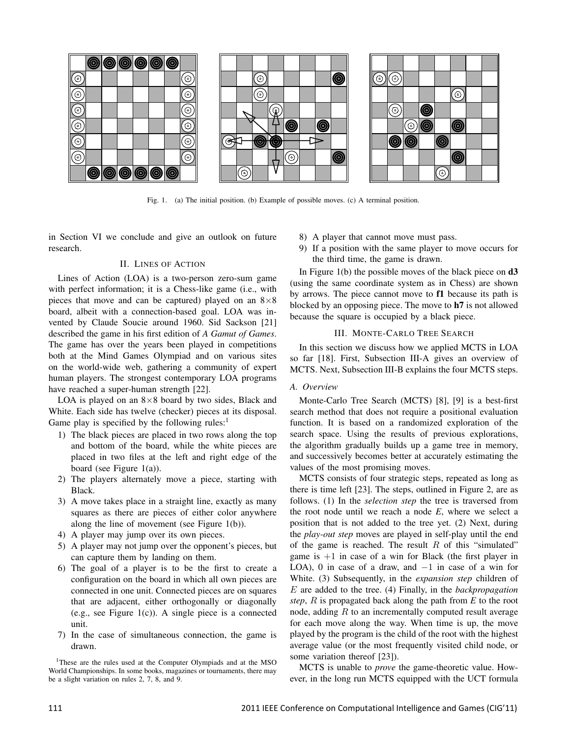Fig. 1. (a) The initial position. (b) Example of possible moves. (c) A terminal position.

in Section VI we conclude and give an outlook on future research.

## II. Lines of Action

Lines of Action (LOA) is a two-person zero-sum game with perfect information; it is a Chess-like game (i.e., with pieces that move and can be captured) played on an 8×8 board, albeit with a connection-based goal. LOA was invented by Claude Soucie around 1960. Sid Sackson [21] described the game in his first edition of *A Gamut of Games*. The game has over the years been played in competitions both at the Mind Games Olympiad and on various sites on the world-wide web, gathering a community of expert human players. The strongest contemporary LOA programs have reached a super-human strength [22].

LOA is played on an 8×8 board by two sides, Black and White. Each side has twelve (checker) pieces at its disposal. Game play is specified by the following rules:[1]

1) The black pieces are placed in two rows along the top and bottom of the board, while the white pieces are placed in two files at the left and right edge of the board (see Figure 1(a)).
2) The players alternately move a piece, starting with Black.
3) A move takes place in a straight line, exactly as many squares as there are pieces of either color anywhere along the line of movement (see Figure 1(b)).
4) A player may jump over its own pieces.
5) A player may not jump over the opponent's pieces, but can capture them by landing on them.
6) The goal of a player is to be the first to create a configuration on the board in which all own pieces are connected in one unit. Connected pieces are on squares that are adjacent, either orthogonally or diagonally (e.g., see Figure 1(c)). A single piece is a connected unit.
7) In the case of simultaneous connection, the game is drawn.
8) A player that cannot move must pass.
9) If a position with the same player to move occurs for the third time, the game is drawn.

[1] These are the rules used at the Computer Olympiads and at the MSO World Championships. In some books, magazines or tournaments, there may be a slight variation on rules 2, 7, 8, and 9.

In Figure 1(b) the possible moves of the black piece on **d3** (using the same coordinate system as in Chess) are shown by arrows. The piece cannot move to **f1** because its path is blocked by an opposing piece. The move to **h7** is not allowed because the square is occupied by a black piece.

## III. Monte-Carlo Tree Search

In this section we discuss how we applied MCTS in LOA so far [18]. First, Subsection III-A gives an overview of MCTS. Next, Subsection III-B explains the four MCTS steps.

### A. Overview

Monte-Carlo Tree Search (MCTS) [8], [9] is a best-first search method that does not require a positional evaluation function. It is based on a randomized exploration of the search space. Using the results of previous explorations, the algorithm gradually builds up a game tree in memory, and successively becomes better at accurately estimating the values of the most promising moves.

MCTS consists of four strategic steps, repeated as long as there is time left [23]. The steps, outlined in Figure 2, are as follows. (1) In the *selection step* the tree is traversed from the root node until we reach a node *E*, where we select a position that is not added to the tree yet. (2) Next, during the *play-out step* moves are played in self-play until the end of the game is reached. The result $R$ of this "simulated" game is $+1$ in case of a win for Black (the first player in LOA), 0 in case of a draw, and $-1$ in case of a win for White. (3) Subsequently, in the *expansion step* children of $E$ are added to the tree. (4) Finally, in the *backpropagation step*, $R$ is propagated back along the path from $E$ to the root node, adding $R$ to an incrementally computed result average for each move along the way. When time is up, the move played by the program is the child of the root with the highest average value (or the most frequently visited child node, or some variation thereof [23]).

MCTS is unable to *prove* the game-theoretic value. However, in the long run MCTS equipped with the UCT formula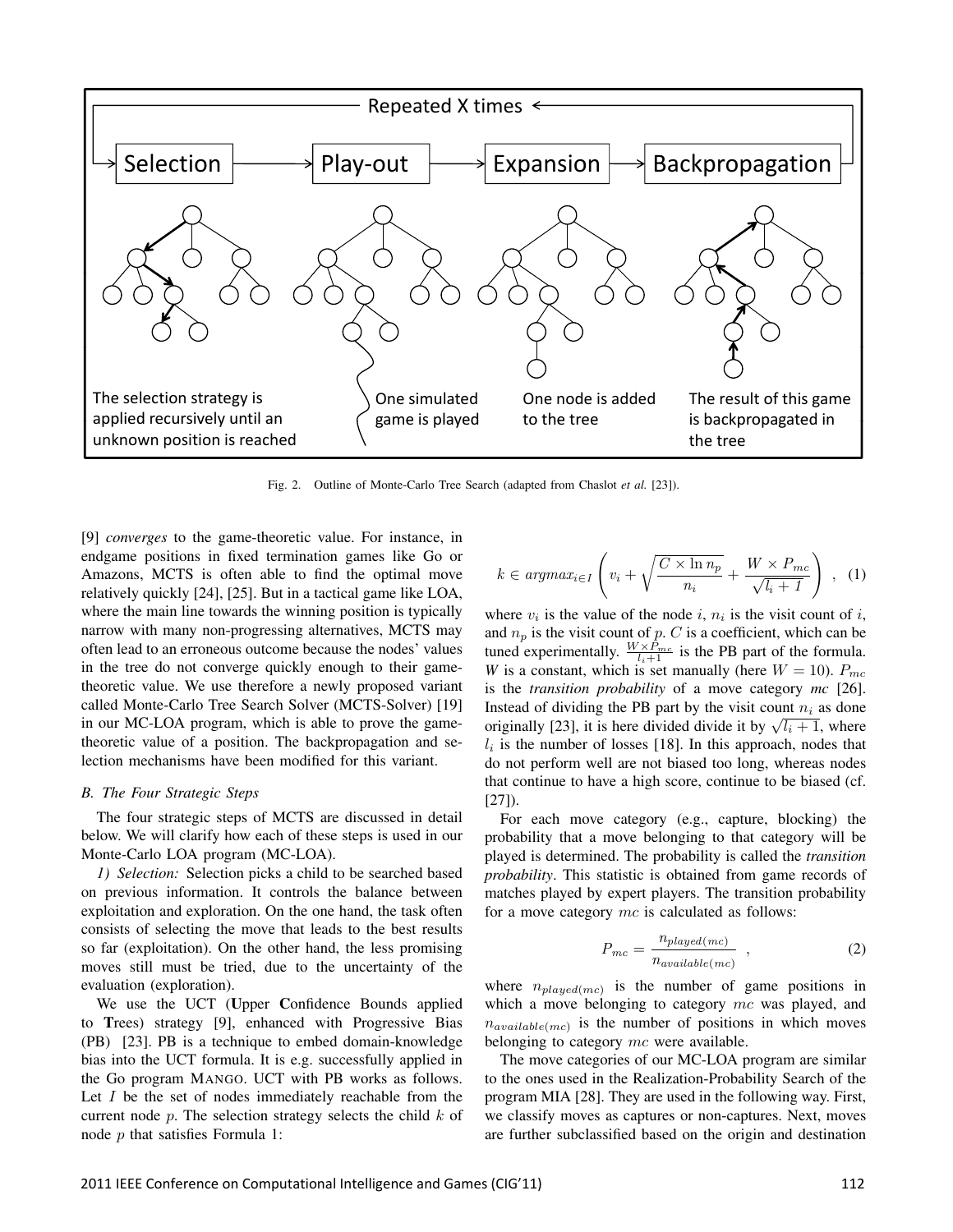Fig. 2. Outline of Monte-Carlo Tree Search (adapted from Chaslot *et al.* [23]).

[9] *converges* to the game-theoretic value. For instance, in endgame positions in fixed termination games like Go or Amazons, MCTS is often able to find the optimal move relatively quickly [24], [25]. But in a tactical game like LOA, where the main line towards the winning position is typically narrow with many non-progressing alternatives, MCTS may often lead to an erroneous outcome because the nodes' values in the tree do not converge quickly enough to their game-theoretic value. We use therefore a newly proposed variant called Monte-Carlo Tree Search Solver (MCTS-Solver) [19] in our MC-LOA program, which is able to prove the game-theoretic value of a position. The backpropagation and selection mechanisms have been modified for this variant.

### B. The Four Strategic Steps

The four strategic steps of MCTS are discussed in detail below. We will clarify how each of these steps is used in our Monte-Carlo LOA program (MC-LOA).

*1) Selection:* Selection picks a child to be searched based on previous information. It controls the balance between exploitation and exploration. On the one hand, the task often consists of selecting the move that leads to the best results so far (exploitation). On the other hand, the less promising moves still must be tried, due to the uncertainty of the evaluation (exploration).

We use the UCT (**U**pper **C**onfidence Bounds applied to **T**rees) strategy [9], enhanced with Progressive Bias (PB) [23]. PB is a technique to embed domain-knowledge bias into the UCT formula. It is e.g. successfully applied in the Go program MANGO. UCT with PB works as follows. Let $I$ be the set of nodes immediately reachable from the current node $p$. The selection strategy selects the child $k$ of node $p$ that satisfies Formula 1:

$$k \in argmax_{i \in I} \left( v_i + \sqrt{\frac{C \times \ln n_p}{n_i}} + \frac{W \times P_{mc}}{\sqrt{l_i + 1}} \right) \ , \quad (1)$$

where $v_i$ is the value of the node $i$, $n_i$ is the visit count of $i$, and $n_p$ is the visit count of $p$. $C$ is a coefficient, which can be tuned experimentally. $\frac{W \times P_{mc}}{l_i+1}$ is the PB part of the formula. *W* is a constant, which is set manually (here $W = 10$). $P_{mc}$ is the *transition probability* of a move category *mc* [26]. Instead of dividing the PB part by the visit count $n_i$ as done originally [23], it is here divided divide it by $\sqrt{l_i + 1}$, where $l_i$ is the number of losses [18]. In this approach, nodes that do not perform well are not biased too long, whereas nodes that continue to have a high score, continue to be biased (cf. [27]).

For each move category (e.g., capture, blocking) the probability that a move belonging to that category will be played is determined. The probability is called the *transition probability*. This statistic is obtained from game records of matches played by expert players. The transition probability for a move category $mc$ is calculated as follows:

$$P_{mc} = \frac{n_{played(mc)}}{n_{available(mc)}} \ , \quad (2)$$

where $n_{played(mc)}$ is the number of game positions in which a move belonging to category $mc$ was played, and $n_{available(mc)}$ is the number of positions in which moves belonging to category $mc$ were available.

The move categories of our MC-LOA program are similar to the ones used in the Realization-Probability Search of the program MIA [28]. They are used in the following way. First, we classify moves as captures or non-captures. Next, moves are further subclassified based on the origin and destination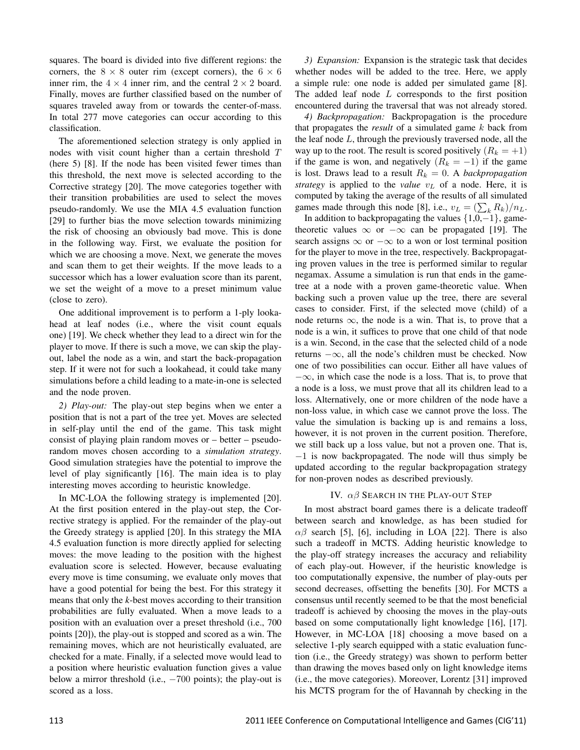squares. The board is divided into five different regions: the corners, the $8 \times 8$ outer rim (except corners), the $6 \times 6$ inner rim, the $4 \times 4$ inner rim, and the central $2 \times 2$ board. Finally, moves are further classified based on the number of squares traveled away from or towards the center-of-mass. In total 277 move categories can occur according to this classification.

The aforementioned selection strategy is only applied in nodes with visit count higher than a certain threshold $T$ (here 5) [8]. If the node has been visited fewer times than this threshold, the next move is selected according to the Corrective strategy [20]. The move categories together with their transition probabilities are used to select the moves pseudo-randomly. We use the MIA 4.5 evaluation function [29] to further bias the move selection towards minimizing the risk of choosing an obviously bad move. This is done in the following way. First, we evaluate the position for which we are choosing a move. Next, we generate the moves and scan them to get their weights. If the move leads to a successor which has a lower evaluation score than its parent, we set the weight of a move to a preset minimum value (close to zero).

One additional improvement is to perform a 1-ply lookahead at leaf nodes (i.e., where the visit count equals one) [19]. We check whether they lead to a direct win for the player to move. If there is such a move, we can skip the play-out, label the node as a win, and start the back-propagation step. If it were not for such a lookahead, it could take many simulations before a child leading to a mate-in-one is selected and the node proven.

*2) Play-out:* The play-out step begins when we enter a position that is not a part of the tree yet. Moves are selected in self-play until the end of the game. This task might consist of playing plain random moves or – better – pseudo-random moves chosen according to a *simulation strategy*. Good simulation strategies have the potential to improve the level of play significantly [16]. The main idea is to play interesting moves according to heuristic knowledge.

In MC-LOA the following strategy is implemented [20]. At the first position entered in the play-out step, the Corrective strategy is applied. For the remainder of the play-out the Greedy strategy is applied [20]. In this strategy the MIA 4.5 evaluation function is more directly applied for selecting moves: the move leading to the position with the highest evaluation score is selected. However, because evaluating every move is time consuming, we evaluate only moves that have a good potential for being the best. For this strategy it means that only the *k*-best moves according to their transition probabilities are fully evaluated. When a move leads to a position with an evaluation over a preset threshold (i.e., 700 points [20]), the play-out is stopped and scored as a win. The remaining moves, which are not heuristically evaluated, are checked for a mate. Finally, if a selected move would lead to a position where heuristic evaluation function gives a value below a mirror threshold (i.e., $-700$ points); the play-out is scored as a loss.

*3) Expansion:* Expansion is the strategic task that decides whether nodes will be added to the tree. Here, we apply a simple rule: one node is added per simulated game [8]. The added leaf node $L$ corresponds to the first position encountered during the traversal that was not already stored.

*4) Backpropagation:* Backpropagation is the procedure that propagates the ***result*** of a simulated game $k$ back from the leaf node $L$, through the previously traversed node, all the way up to the root. The result is scored positively ($R_k = +1$) if the game is won, and negatively ($R_k = -1$) if the game is lost. Draws lead to a result $R_k = 0$. A *backpropagation strategy* is applied to the *value* $v_L$ of a node. Here, it is computed by taking the average of the results of all simulated games made through this node [8], i.e., $v_L = (\sum_k R_k)/n_L$.

In addition to backpropagating the values $\{1,0,-1\}$, game-theoretic values $\infty$ or $-\infty$ can be propagated [19]. The search assigns $\infty$ or $-\infty$ to a won or lost terminal position for the player to move in the tree, respectively. Backpropagating proven values in the tree is performed similar to regular negamax. Assume a simulation is run that ends in the game-tree at a node with a proven game-theoretic value. When backing such a proven value up the tree, there are several cases to consider. First, if the selected move (child) of a node returns $\infty$, the node is a win. That is, to prove that a node is a win, it suffices to prove that one child of that node is a win. Second, in the case that the selected child of a node returns $-\infty$, all the node's children must be checked. Now one of two possibilities can occur. Either all have values of $-\infty$, in which case the node is a loss. That is, to prove that a node is a loss, we must prove that all its children lead to a loss. Alternatively, one or more children of the node have a non-loss value, in which case we cannot prove the loss. The value the simulation is backing up is and remains a loss, however, it is not proven in the current position. Therefore, we still back up a loss value, but not a proven one. That is, $-1$ is now backpropagated. The node will thus simply be updated according to the regular backpropagation strategy for non-proven nodes as described previously.

## IV. $\alpha\beta$ Search in the Play-out Step

In most abstract board games there is a delicate tradeoff between search and knowledge, as has been studied for $\alpha\beta$ search [5], [6], including in LOA [22]. There is also such a tradeoff in MCTS. Adding heuristic knowledge to the play-off strategy increases the accuracy and reliability of each play-out. However, if the heuristic knowledge is too computationally expensive, the number of play-outs per second decreases, offsetting the benefits [30]. For MCTS a consensus until recently seemed to be that the most beneficial tradeoff is achieved by choosing the moves in the play-outs based on some computationally light knowledge [16], [17]. However, in MC-LOA [18] choosing a move based on a selective 1-ply search equipped with a static evaluation function (i.e., the Greedy strategy) was shown to perform better than drawing the moves based only on light knowledge items (i.e., the move categories). Moreover, Lorentz [31] improved his MCTS program for the of Havannah by checking in the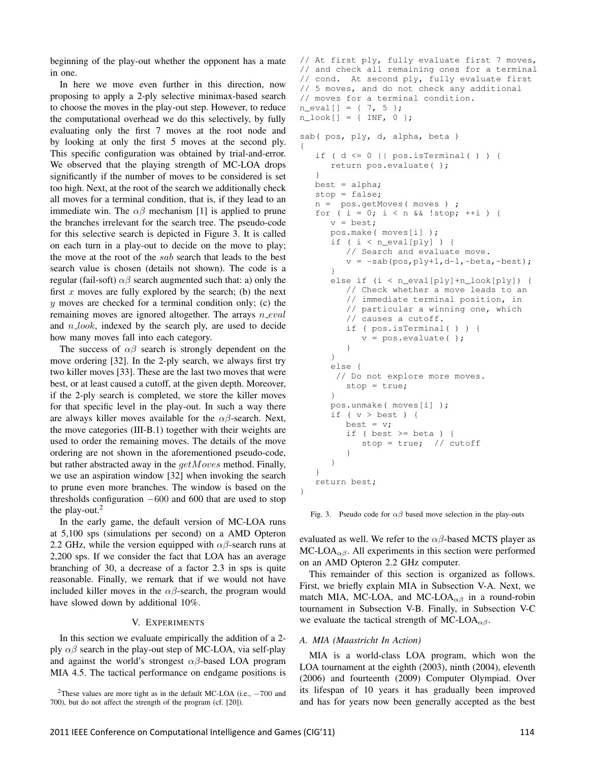beginning of the play-out whether the opponent has a mate in one.

In here we move even further in this direction, now proposing to apply a 2-ply selective minimax-based search to choose the moves in the play-out step. However, to reduce the computational overhead we do this selectively, by fully evaluating only the first 7 moves at the root node and by looking at only the first 5 moves at the second ply. This specific configuration was obtained by trial-and-error. We observed that the playing strength of MC-LOA drops significantly if the number of moves to be considered is set too high. Next, at the root of the search we additionally check all moves for a terminal condition, that is, if they lead to an immediate win. The $\alpha\beta$ mechanism [1] is applied to prune the branches irrelevant for the search tree. The pseudo-code for this selective search is depicted in Figure 3. It is called on each turn in a play-out to decide on the move to play; the move at the root of the $sab$ search that leads to the best search value is chosen (details not shown). The code is a regular (fail-soft) $\alpha\beta$ search augmented such that: a) only the first $x$ moves are fully explored by the search; (b) the next $y$ moves are checked for a terminal condition only; (c) the remaining moves are ignored altogether. The arrays $n\_eval$ and $n\_look$, indexed by the search ply, are used to decide how many moves fall into each category.

The success of $\alpha\beta$ search is strongly dependent on the move ordering [32]. In the 2-ply search, we always first try two killer moves [33]. These are the last two moves that were best, or at least caused a cutoff, at the given depth. Moreover, if the 2-ply search is completed, we store the killer moves for that specific level in the play-out. In such a way there are always killer moves available for the $\alpha\beta$-search. Next, the move categories (III-B.1) together with their weights are used to order the remaining moves. The details of the move ordering are not shown in the aforementioned pseudo-code, but rather abstracted away in the $getMoves$ method. Finally, we use an aspiration window [32] when invoking the search to prune even more branches. The window is based on the thresholds configuration $-600$ and 600 that are used to stop the play-out.[2]

In the early game, the default version of MC-LOA runs at 5,100 sps (simulations per second) on a AMD Opteron 2.2 GHz, while the version equipped with $\alpha\beta$-search runs at 2,200 sps. If we consider the fact that LOA has an average branching of 30, a decrease of a factor 2.3 in sps is quite reasonable. Finally, we remark that if we would not have included killer moves in the $\alpha\beta$-search, the program would have slowed down by additional 10%.

```
// At first ply, fully evaluate first 7 moves,
// and check all remaining ones for a terminal
// cond.  At second ply, fully evaluate first
// 5 moves, and do not check any additional
// moves for a terminal condition.
n_eval[] = { 7, 5 };
n_look[] = { INF, 0 };

sab( pos, ply, d, alpha, beta )
{
   if ( d <= 0 || pos.isTerminal( ) ) {
      return pos.evaluate( );
   }
   best = alpha;
   stop = false;
   n =  pos.getMoves( moves ) ;
   for ( i = 0; i < n && !stop; ++i ) {
      v = best;
      pos.make( moves[i] );
      if ( i < n_eval[ply] ) {
         // Search and evaluate move.
         v = -sab(pos,ply+1,d-1,-beta,-best);
      }
      else if (i < n_eval[ply]+n_look[ply]) {
         // Check whether a move leads to an
         // immediate terminal position, in
         // particular a winning one, which
         // causes a cutoff.
         if ( pos.isTerminal( ) ) {
            v = pos.evaluate( );
         }
      }
      else {
       // Do not explore more moves.
         stop = true;
      }
      pos.unmake( moves[i] );
      if ( v > best ) {
         best = v;
         if ( best >= beta ) {
            stop = true;  // cutoff
         }
      }
   }
   return best;
}
```

Fig. 3. Pseudo code for $\alpha\beta$ based move selection in the play-outs

## V. EXPERIMENTS

In this section we evaluate empirically the addition of a 2-ply $\alpha\beta$ search in the play-out step of MC-LOA, via self-play and against the world's strongest $\alpha\beta$-based LOA program MIA 4.5. The tactical performance on endgame positions is evaluated as well. We refer to the $\alpha\beta$-based MCTS player as MC-LOA$_{\alpha\beta}$. All experiments in this section were performed on an AMD Opteron 2.2 GHz computer.

This remainder of this section is organized as follows. First, we briefly explain MIA in Subsection V-A. Next, we match MIA, MC-LOA, and MC-LOA$_{\alpha\beta}$ in a round-robin tournament in Subsection V-B. Finally, in Subsection V-C we evaluate the tactical strength of MC-LOA$_{\alpha\beta}$.

### A. MIA (Maastricht In Action)

MIA is a world-class LOA program, which won the LOA tournament at the eighth (2003), ninth (2004), eleventh (2006) and fourteenth (2009) Computer Olympiad. Over its lifespan of 10 years it has gradually been improved and has for years now been generally accepted as the best

[2] These values are more tight as in the default MC-LOA (i.e., $-700$ and 700), but do not affect the strength of the program (cf. [20]).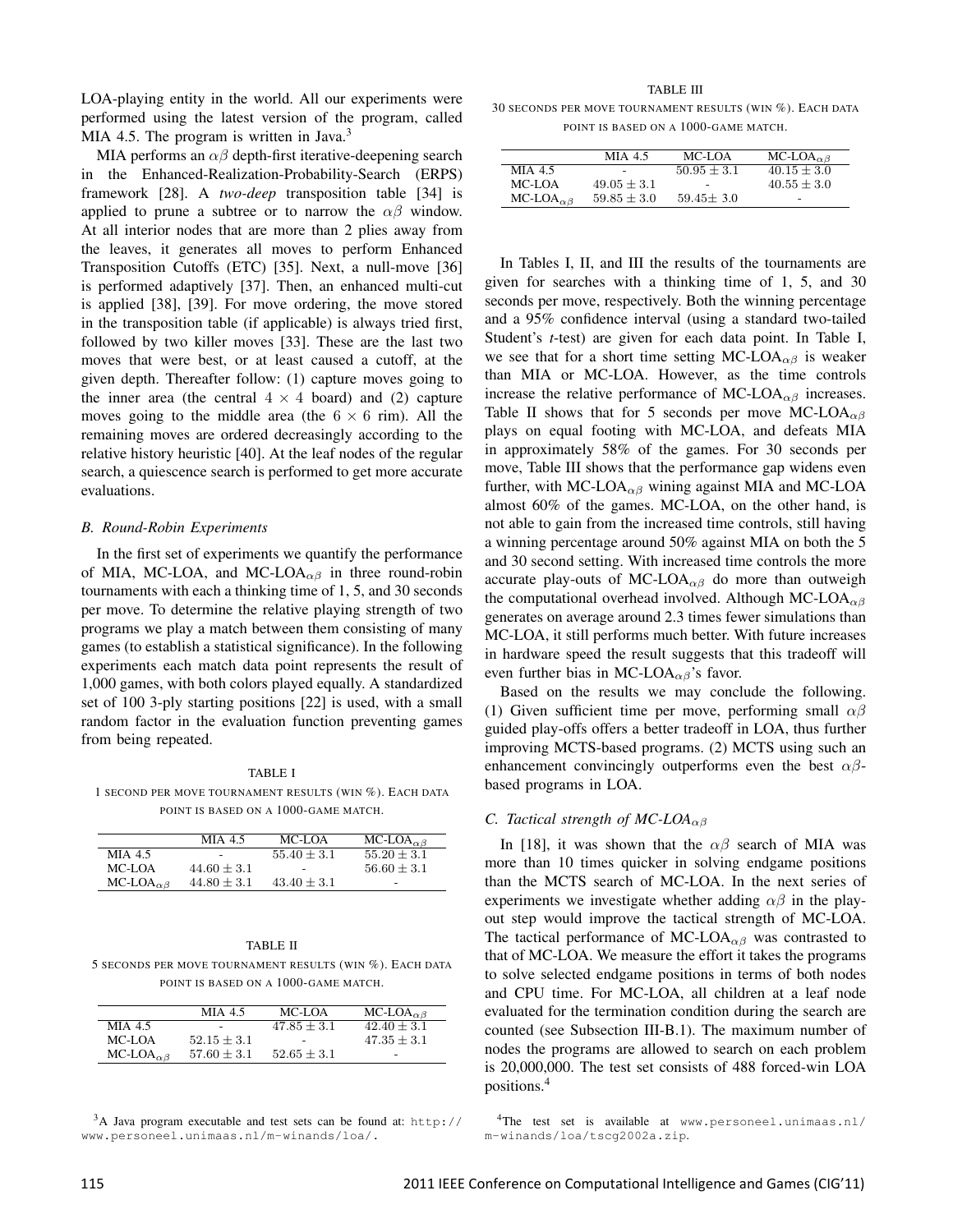LOA-playing entity in the world. All our experiments were performed using the latest version of the program, called MIA 4.5. The program is written in Java.[3]

MIA performs an $\alpha\beta$ depth-first iterative-deepening search in the Enhanced-Realization-Probability-Search (ERPS) framework [28]. A *two-deep* transposition table [34] is applied to prune a subtree or to narrow the $\alpha\beta$ window. At all interior nodes that are more than 2 plies away from the leaves, it generates all moves to perform Enhanced Transposition Cutoffs (ETC) [35]. Next, a null-move [36] is performed adaptively [37]. Then, an enhanced multi-cut is applied [38], [39]. For move ordering, the move stored in the transposition table (if applicable) is always tried first, followed by two killer moves [33]. These are the last two moves that were best, or at least caused a cutoff, at the given depth. Thereafter follow: (1) capture moves going to the inner area (the central $4 \times 4$ board) and (2) capture moves going to the middle area (the $6 \times 6$ rim). All the remaining moves are ordered decreasingly according to the relative history heuristic [40]. At the leaf nodes of the regular search, a quiescence search is performed to get more accurate evaluations.

### *B. Round-Robin Experiments*

In the first set of experiments we quantify the performance of MIA, MC-LOA, and MC-LOA$_{\alpha\beta}$ in three round-robin tournaments with each a thinking time of 1, 5, and 30 seconds per move. To determine the relative playing strength of two programs we play a match between them consisting of many games (to establish a statistical significance). In the following experiments each match data point represents the result of 1,000 games, with both colors played equally. A standardized set of 100 3-ply starting positions [22] is used, with a small random factor in the evaluation function preventing games from being repeated.

TABLE I
1 SECOND PER MOVE TOURNAMENT RESULTS (WIN %). EACH DATA POINT IS BASED ON A 1000-GAME MATCH.

| | MIA 4.5 | MC-LOA | MC-LOA$_{\alpha\beta}$ |
|---|---|---|---|
| MIA 4.5 | - | $55.40 \pm 3.1$ | $55.20 \pm 3.1$ |
| MC-LOA | $44.60 \pm 3.1$ | - | $56.60 \pm 3.1$ |
| MC-LOA$_{\alpha\beta}$ | $44.80 \pm 3.1$ | $43.40 \pm 3.1$ | - |

TABLE II
5 SECONDS PER MOVE TOURNAMENT RESULTS (WIN %). EACH DATA POINT IS BASED ON A 1000-GAME MATCH.

| | MIA 4.5 | MC-LOA | MC-LOA$_{\alpha\beta}$ |
|---|---|---|---|
| MIA 4.5 | - | $47.85 \pm 3.1$ | $42.40 \pm 3.1$ |
| MC-LOA | $52.15 \pm 3.1$ | - | $47.35 \pm 3.1$ |
| MC-LOA$_{\alpha\beta}$ | $57.60 \pm 3.1$ | $52.65 \pm 3.1$ | - |

TABLE III
30 SECONDS PER MOVE TOURNAMENT RESULTS (WIN %). EACH DATA POINT IS BASED ON A 1000-GAME MATCH.

| | MIA 4.5 | MC-LOA | MC-LOA$_{\alpha\beta}$ |
|---|---|---|---|
| MIA 4.5 | - | $50.95 \pm 3.1$ | $40.15 \pm 3.0$ |
| MC-LOA | $49.05 \pm 3.1$ | - | $40.55 \pm 3.0$ |
| MC-LOA$_{\alpha\beta}$ | $59.85 \pm 3.0$ | $59.45 \pm 3.0$ | - |

In Tables I, II, and III the results of the tournaments are given for searches with a thinking time of 1, 5, and 30 seconds per move, respectively. Both the winning percentage and a 95% confidence interval (using a standard two-tailed Student's *t*-test) are given for each data point. In Table I, we see that for a short time setting MC-LOA$_{\alpha\beta}$ is weaker than MIA or MC-LOA. However, as the time controls increase the relative performance of MC-LOA$_{\alpha\beta}$ increases. Table II shows that for 5 seconds per move MC-LOA$_{\alpha\beta}$ plays on equal footing with MC-LOA, and defeats MIA in approximately 58% of the games. For 30 seconds per move, Table III shows that the performance gap widens even further, with MC-LOA$_{\alpha\beta}$ wining against MIA and MC-LOA almost 60% of the games. MC-LOA, on the other hand, is not able to gain from the increased time controls, still having a winning percentage around 50% against MIA on both the 5 and 30 second setting. With increased time controls the more accurate play-outs of MC-LOA$_{\alpha\beta}$ do more than outweigh the computational overhead involved. Although MC-LOA$_{\alpha\beta}$ generates on average around 2.3 times fewer simulations than MC-LOA, it still performs much better. With future increases in hardware speed the result suggests that this tradeoff will even further bias in MC-LOA$_{\alpha\beta}$'s favor.

Based on the results we may conclude the following. (1) Given sufficient time per move, performing small $\alpha\beta$ guided play-offs offers a better tradeoff in LOA, thus further improving MCTS-based programs. (2) MCTS using such an enhancement convincingly outperforms even the best $\alpha\beta$-based programs in LOA.

### *C. Tactical strength of MC-LOA$_{\alpha\beta}$*

In [18], it was shown that the $\alpha\beta$ search of MIA was more than 10 times quicker in solving endgame positions than the MCTS search of MC-LOA. In the next series of experiments we investigate whether adding $\alpha\beta$ in the play-out step would improve the tactical strength of MC-LOA. The tactical performance of MC-LOA$_{\alpha\beta}$ was contrasted to that of MC-LOA. We measure the effort it takes the programs to solve selected endgame positions in terms of both nodes and CPU time. For MC-LOA, all children at a leaf node evaluated for the termination condition during the search are counted (see Subsection III-B.1). The maximum number of nodes the programs are allowed to search on each problem is 20,000,000. The test set consists of 488 forced-win LOA positions.[4]

[3]A Java program executable and test sets can be found at: http://www.personeel.unimaas.nl/m-winands/loa/.

[4]The test set is available at www.personeel.unimaas.nl/m-winands/loa/tscg2002a.zip.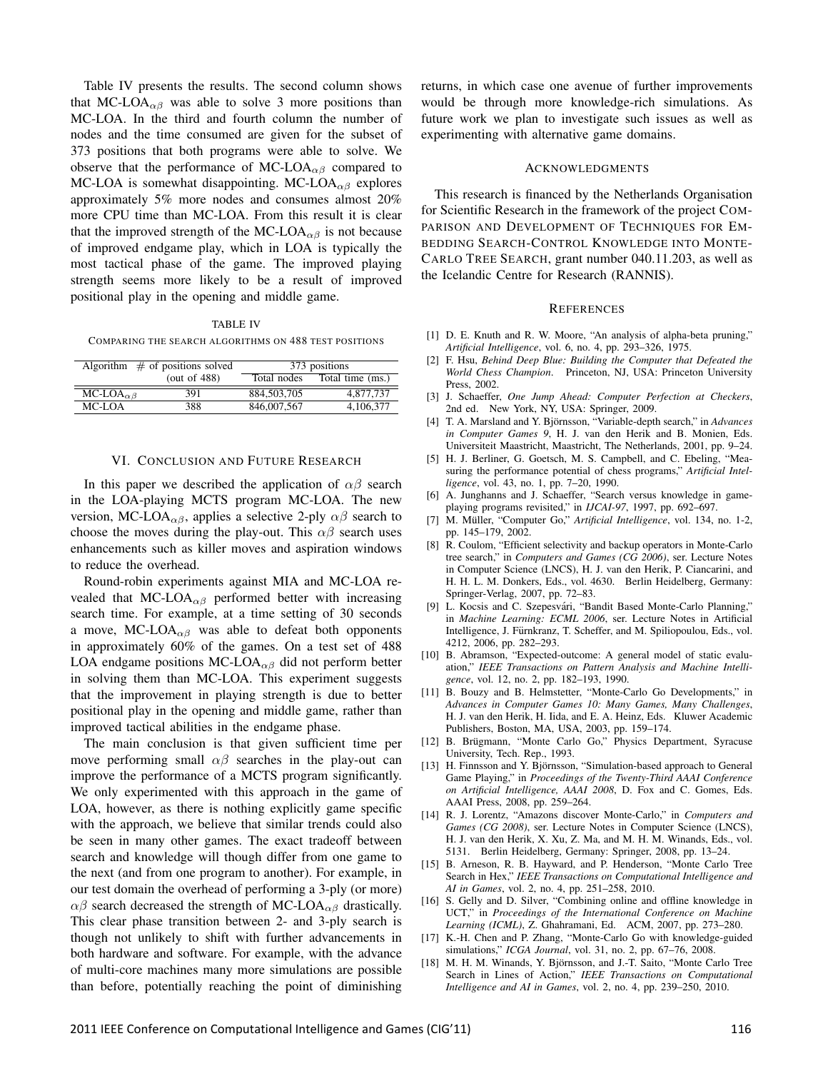Table IV presents the results. The second column shows that MC-LOA$_{\alpha\beta}$ was able to solve 3 more positions than MC-LOA. In the third and fourth column the number of nodes and the time consumed are given for the subset of 373 positions that both programs were able to solve. We observe that the performance of MC-LOA$_{\alpha\beta}$ compared to MC-LOA is somewhat disappointing. MC-LOA$_{\alpha\beta}$ explores approximately 5% more nodes and consumes almost 20% more CPU time than MC-LOA. From this result it is clear that the improved strength of the MC-LOA$_{\alpha\beta}$ is not because of improved endgame play, which in LOA is typically the most tactical phase of the game. The improved playing strength seems more likely to be a result of improved positional play in the opening and middle game.

TABLE IV

COMPARING THE SEARCH ALGORITHMS ON 488 TEST POSITIONS

| Algorithm | # of positions solved (out of 488) | 373 positions | |
|---|---|---|---|
| | | Total nodes | Total time (ms.) |
| MC-LOA$_{\alpha\beta}$ | 391 | 884,503,705 | 4,877,737 |
| MC-LOA | 388 | 846,007,567 | 4,106,377 |

## VI. Conclusion and Future Research

In this paper we described the application of $\alpha\beta$ search in the LOA-playing MCTS program MC-LOA. The new version, MC-LOA$_{\alpha\beta}$, applies a selective 2-ply $\alpha\beta$ search to choose the moves during the play-out. This $\alpha\beta$ search uses enhancements such as killer moves and aspiration windows to reduce the overhead.

Round-robin experiments against MIA and MC-LOA revealed that MC-LOA$_{\alpha\beta}$ performed better with increasing search time. For example, at a time setting of 30 seconds a move, MC-LOA$_{\alpha\beta}$ was able to defeat both opponents in approximately 60% of the games. On a test set of 488 LOA endgame positions MC-LOA$_{\alpha\beta}$ did not perform better in solving them than MC-LOA. This experiment suggests that the improvement in playing strength is due to better positional play in the opening and middle game, rather than improved tactical abilities in the endgame phase.

The main conclusion is that given sufficient time per move performing small $\alpha\beta$ searches in the play-out can improve the performance of a MCTS program significantly. We only experimented with this approach in the game of LOA, however, as there is nothing explicitly game specific with the approach, we believe that similar trends could also be seen in many other games. The exact tradeoff between search and knowledge will though differ from one game to the next (and from one program to another). For example, in our test domain the overhead of performing a 3-ply (or more) $\alpha\beta$ search decreased the strength of MC-LOA$_{\alpha\beta}$ drastically. This clear phase transition between 2- and 3-ply search is though not unlikely to shift with further advancements in both hardware and software. For example, with the advance of multi-core machines many more simulations are possible than before, potentially reaching the point of diminishing returns, in which case one avenue of further improvements would be through more knowledge-rich simulations. As future work we plan to investigate such issues as well as experimenting with alternative game domains.

## Acknowledgments

This research is financed by the Netherlands Organisation for Scientific Research in the framework of the project Comparison and Development of Techniques for Embedding Search-Control Knowledge into Monte-Carlo Tree Search, grant number 040.11.203, as well as the Icelandic Centre for Research (RANNIS).

## References

[1] D. E. Knuth and R. W. Moore, "An analysis of alpha-beta pruning," *Artificial Intelligence*, vol. 6, no. 4, pp. 293–326, 1975.

[2] F. Hsu, *Behind Deep Blue: Building the Computer that Defeated the World Chess Champion*. Princeton, NJ, USA: Princeton University Press, 2002.

[3] J. Schaeffer, *One Jump Ahead: Computer Perfection at Checkers*, 2nd ed. New York, NY, USA: Springer, 2009.

[4] T. A. Marsland and Y. Björnsson, "Variable-depth search," in *Advances in Computer Games 9*, H. J. van den Herik and B. Monien, Eds. Universiteit Maastricht, Maastricht, The Netherlands, 2001, pp. 9–24.

[5] H. J. Berliner, G. Goetsch, M. S. Campbell, and C. Ebeling, "Measuring the performance potential of chess programs," *Artificial Intelligence*, vol. 43, no. 1, pp. 7–20, 1990.

[6] A. Junghanns and J. Schaeffer, "Search versus knowledge in game-playing programs revisited," in *IJCAI-97*, 1997, pp. 692–697.

[7] M. Müller, "Computer Go," *Artificial Intelligence*, vol. 134, no. 1-2, pp. 145–179, 2002.

[8] R. Coulom, "Efficient selectivity and backup operators in Monte-Carlo tree search," in *Computers and Games (CG 2006)*, ser. Lecture Notes in Computer Science (LNCS), H. J. van den Herik, P. Ciancarini, and H. H. L. M. Donkers, Eds., vol. 4630. Berlin Heidelberg, Germany: Springer-Verlag, 2007, pp. 72–83.

[9] L. Kocsis and C. Szepesvári, "Bandit Based Monte-Carlo Planning," in *Machine Learning: ECML 2006*, ser. Lecture Notes in Artificial Intelligence, J. Fürnkranz, T. Scheffer, and M. Spiliopoulou, Eds., vol. 4212, 2006, pp. 282–293.

[10] B. Abramson, "Expected-outcome: A general model of static evaluation," *IEEE Transactions on Pattern Analysis and Machine Intelligence*, vol. 12, no. 2, pp. 182–193, 1990.

[11] B. Bouzy and B. Helmstetter, "Monte-Carlo Go Developments," in *Advances in Computer Games 10: Many Games, Many Challenges*, H. J. van den Herik, H. Iida, and E. A. Heinz, Eds. Kluwer Academic Publishers, Boston, MA, USA, 2003, pp. 159–174.

[12] B. Brügmann, "Monte Carlo Go," Physics Department, Syracuse University, Tech. Rep., 1993.

[13] H. Finnsson and Y. Björnsson, "Simulation-based approach to General Game Playing," in *Proceedings of the Twenty-Third AAAI Conference on Artificial Intelligence, AAAI 2008*, D. Fox and C. Gomes, Eds. AAAI Press, 2008, pp. 259–264.

[14] R. J. Lorentz, "Amazons discover Monte-Carlo," in *Computers and Games (CG 2008)*, ser. Lecture Notes in Computer Science (LNCS), H. J. van den Herik, X. Xu, Z. Ma, and M. H. M. Winands, Eds., vol. 5131. Berlin Heidelberg, Germany: Springer, 2008, pp. 13–24.

[15] R. B. Arneson, R. B. Hayward, and P. Henderson, "Monte Carlo Tree Search in Hex," *IEEE Transactions on Computational Intelligence and AI in Games*, vol. 2, no. 4, pp. 251–258, 2010.

[16] S. Gelly and D. Silver, "Combining online and offline knowledge in UCT," in *Proceedings of the International Conference on Machine Learning (ICML)*, Z. Ghahramani, Ed. ACM, 2007, pp. 273–280.

[17] K.-H. Chen and P. Zhang, "Monte-Carlo Go with knowledge-guided simulations," *ICGA Journal*, vol. 31, no. 2, pp. 67–76, 2008.

[18] M. H. M. Winands, Y. Björnsson, and J.-T. Saito, "Monte Carlo Tree Search in Lines of Action," *IEEE Transactions on Computational Intelligence and AI in Games*, vol. 2, no. 4, pp. 239–250, 2010.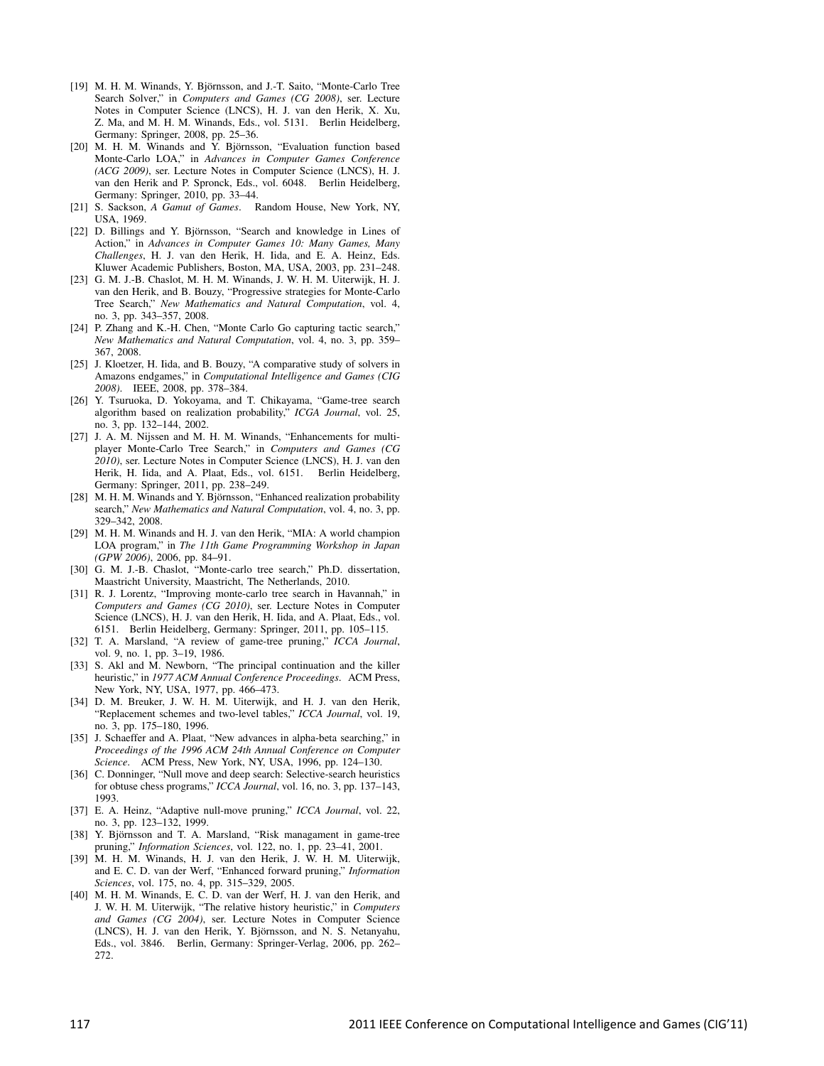[19] M. H. M. Winands, Y. Björnsson, and J.-T. Saito, "Monte-Carlo Tree Search Solver," in *Computers and Games (CG 2008)*, ser. Lecture Notes in Computer Science (LNCS), H. J. van den Herik, X. Xu, Z. Ma, and M. H. M. Winands, Eds., vol. 5131. Berlin Heidelberg, Germany: Springer, 2008, pp. 25–36.

[20] M. H. M. Winands and Y. Björnsson, "Evaluation function based Monte-Carlo LOA," in *Advances in Computer Games Conference (ACG 2009)*, ser. Lecture Notes in Computer Science (LNCS), H. J. van den Herik and P. Spronck, Eds., vol. 6048. Berlin Heidelberg, Germany: Springer, 2010, pp. 33–44.

[21] S. Sackson, *A Gamut of Games*. Random House, New York, NY, USA, 1969.

[22] D. Billings and Y. Björnsson, "Search and knowledge in Lines of Action," in *Advances in Computer Games 10: Many Games, Many Challenges*, H. J. van den Herik, H. Iida, and E. A. Heinz, Eds. Kluwer Academic Publishers, Boston, MA, USA, 2003, pp. 231–248.

[23] G. M. J.-B. Chaslot, M. H. M. Winands, J. W. H. M. Uiterwijk, H. J. van den Herik, and B. Bouzy, "Progressive strategies for Monte-Carlo Tree Search," *New Mathematics and Natural Computation*, vol. 4, no. 3, pp. 343–357, 2008.

[24] P. Zhang and K.-H. Chen, "Monte Carlo Go capturing tactic search," *New Mathematics and Natural Computation*, vol. 4, no. 3, pp. 359–367, 2008.

[25] J. Kloetzer, H. Iida, and B. Bouzy, "A comparative study of solvers in Amazons endgames," in *Computational Intelligence and Games (CIG 2008)*. IEEE, 2008, pp. 378–384.

[26] Y. Tsuruoka, D. Yokoyama, and T. Chikayama, "Game-tree search algorithm based on realization probability," *ICGA Journal*, vol. 25, no. 3, pp. 132–144, 2002.

[27] J. A. M. Nijssen and M. H. M. Winands, "Enhancements for multi-player Monte-Carlo Tree Search," in *Computers and Games (CG 2010)*, ser. Lecture Notes in Computer Science (LNCS), H. J. van den Herik, H. Iida, and A. Plaat, Eds., vol. 6151. Berlin Heidelberg, Germany: Springer, 2011, pp. 238–249.

[28] M. H. M. Winands and Y. Björnsson, "Enhanced realization probability search," *New Mathematics and Natural Computation*, vol. 4, no. 3, pp. 329–342, 2008.

[29] M. H. M. Winands and H. J. van den Herik, "MIA: A world champion LOA program," in *The 11th Game Programming Workshop in Japan (GPW 2006)*, 2006, pp. 84–91.

[30] G. M. J.-B. Chaslot, "Monte-carlo tree search," Ph.D. dissertation, Maastricht University, Maastricht, The Netherlands, 2010.

[31] R. J. Lorentz, "Improving monte-carlo tree search in Havannah," in *Computers and Games (CG 2010)*, ser. Lecture Notes in Computer Science (LNCS), H. J. van den Herik, H. Iida, and A. Plaat, Eds., vol. 6151. Berlin Heidelberg, Germany: Springer, 2011, pp. 105–115.

[32] T. A. Marsland, "A review of game-tree pruning," *ICCA Journal*, vol. 9, no. 1, pp. 3–19, 1986.

[33] S. Akl and M. Newborn, "The principal continuation and the killer heuristic," in *1977 ACM Annual Conference Proceedings*. ACM Press, New York, NY, USA, 1977, pp. 466–473.

[34] D. M. Breuker, J. W. H. M. Uiterwijk, and H. J. van den Herik, "Replacement schemes and two-level tables," *ICCA Journal*, vol. 19, no. 3, pp. 175–180, 1996.

[35] J. Schaeffer and A. Plaat, "New advances in alpha-beta searching," in *Proceedings of the 1996 ACM 24th Annual Conference on Computer Science*. ACM Press, New York, NY, USA, 1996, pp. 124–130.

[36] C. Donninger, "Null move and deep search: Selective-search heuristics for obtuse chess programs," *ICCA Journal*, vol. 16, no. 3, pp. 137–143, 1993.

[37] E. A. Heinz, "Adaptive null-move pruning," *ICCA Journal*, vol. 22, no. 3, pp. 123–132, 1999.

[38] Y. Björnsson and T. A. Marsland, "Risk managament in game-tree pruning," *Information Sciences*, vol. 122, no. 1, pp. 23–41, 2001.

[39] M. H. M. Winands, H. J. van den Herik, J. W. H. M. Uiterwijk, and E. C. D. van der Werf, "Enhanced forward pruning," *Information Sciences*, vol. 175, no. 4, pp. 315–329, 2005.

[40] M. H. M. Winands, E. C. D. van der Werf, H. J. van den Herik, and J. W. H. M. Uiterwijk, "The relative history heuristic," in *Computers and Games (CG 2004)*, ser. Lecture Notes in Computer Science (LNCS), H. J. van den Herik, Y. Björnsson, and N. S. Netanyahu, Eds., vol. 3846. Berlin, Germany: Springer-Verlag, 2006, pp. 262–272.